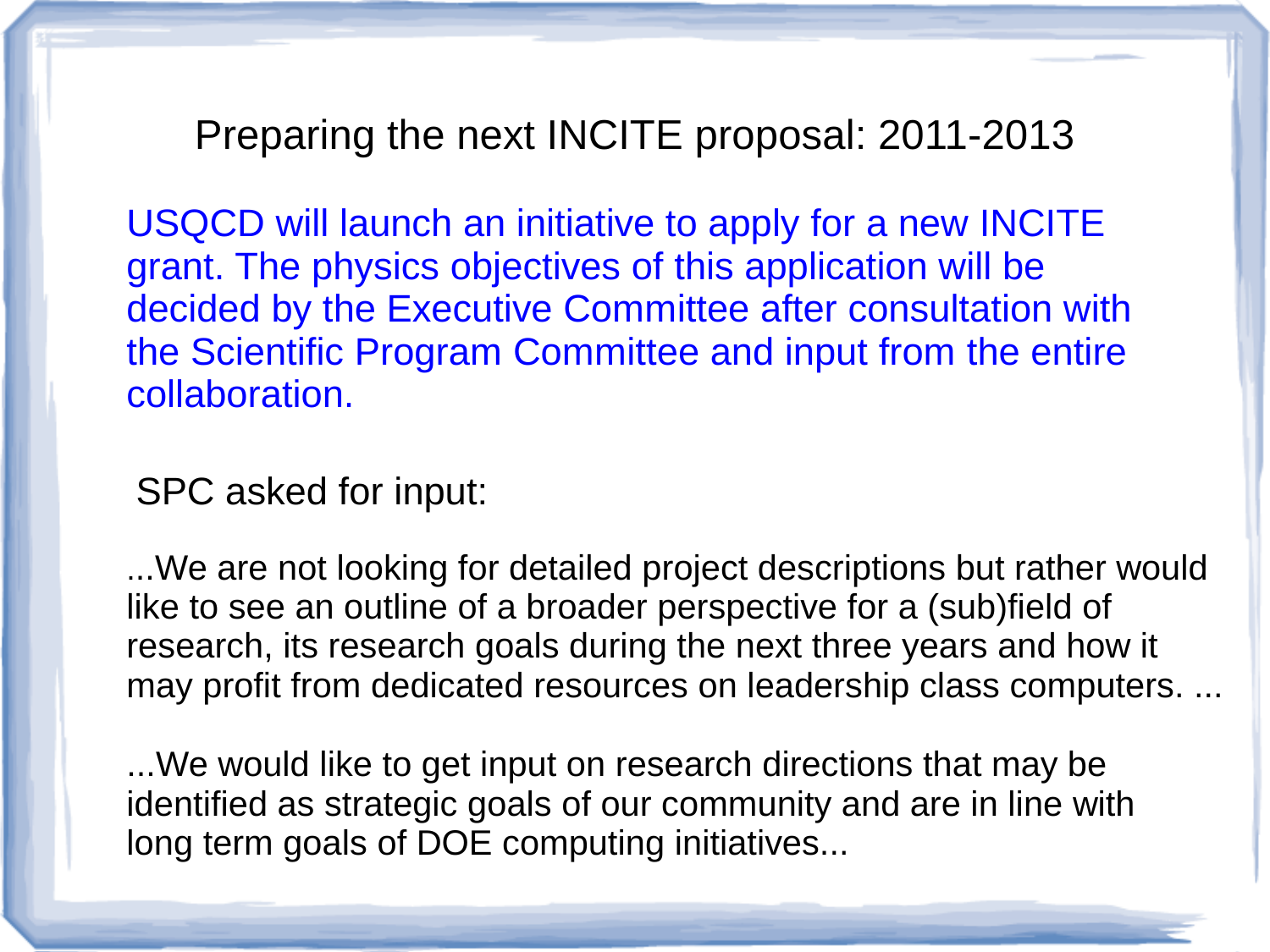# Preparing the next INCITE proposal: 2011-2013

USQCD will launch an initiative to apply for a new INCITE grant. The physics objectives of this application will be decided by the Executive Committee after consultation with the Scientific Program Committee and input from the entire collaboration.

SPC asked for input:

...We are not looking for detailed project descriptions but rather would like to see an outline of a broader perspective for a (sub)field of research, its research goals during the next three years and how it may profit from dedicated resources on leadership class computers. ...

...We would like to get input on research directions that may be identified as strategic goals of our community and are in line with long term goals of DOE computing initiatives...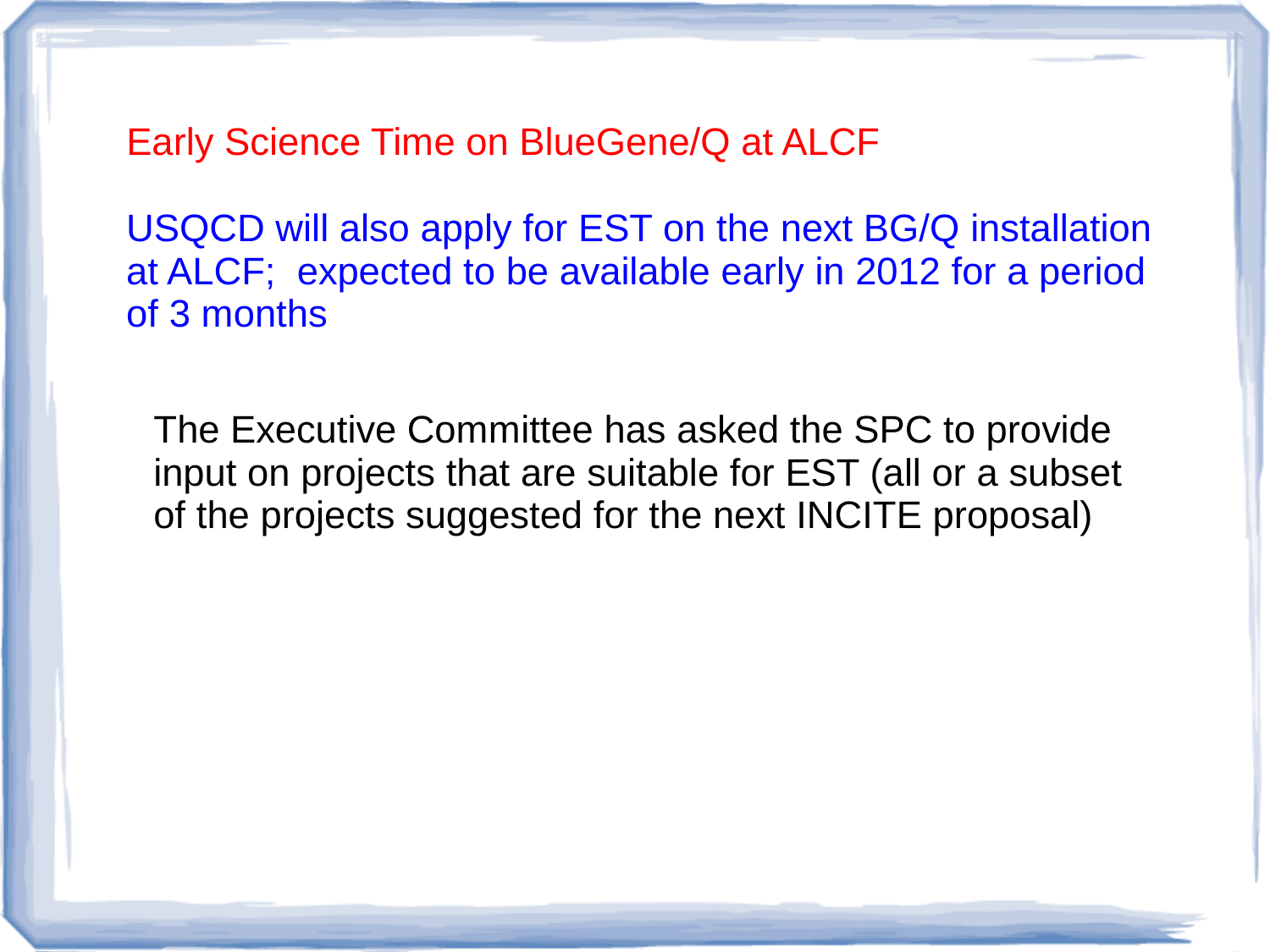## Early Science Time on BlueGene/Q at ALCF

USQCD will also apply for EST on the next BG/Q installation at ALCF; expected to be available early in 2012 for a period of 3 months

The Executive Committee has asked the SPC to provide input on projects that are suitable for EST (all or a subset of the projects suggested for the next INCITE proposal)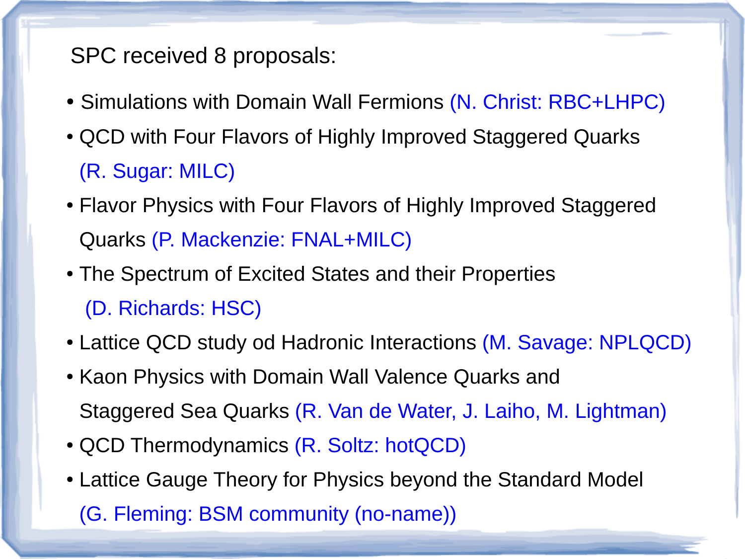SPC received 8 proposals:

- Simulations with Domain Wall Fermions (N. Christ: RBC+LHPC)
- QCD with Four Flavors of Highly Improved Staggered Quarks (R. Sugar: MILC)
- Flavor Physics with Four Flavors of Highly Improved Staggered Quarks (P. Mackenzie: FNAL+MILC)
- The Spectrum of Excited States and their Properties (D. Richards: HSC)
- Lattice QCD study od Hadronic Interactions (M. Savage: NPLQCD)
- Kaon Physics with Domain Wall Valence Quarks and Staggered Sea Quarks (R. Van de Water, J. Laiho, M. Lightman)
- QCD Thermodynamics (R. Soltz: hotQCD)
- Lattice Gauge Theory for Physics beyond the Standard Model (G. Fleming: BSM community (no-name))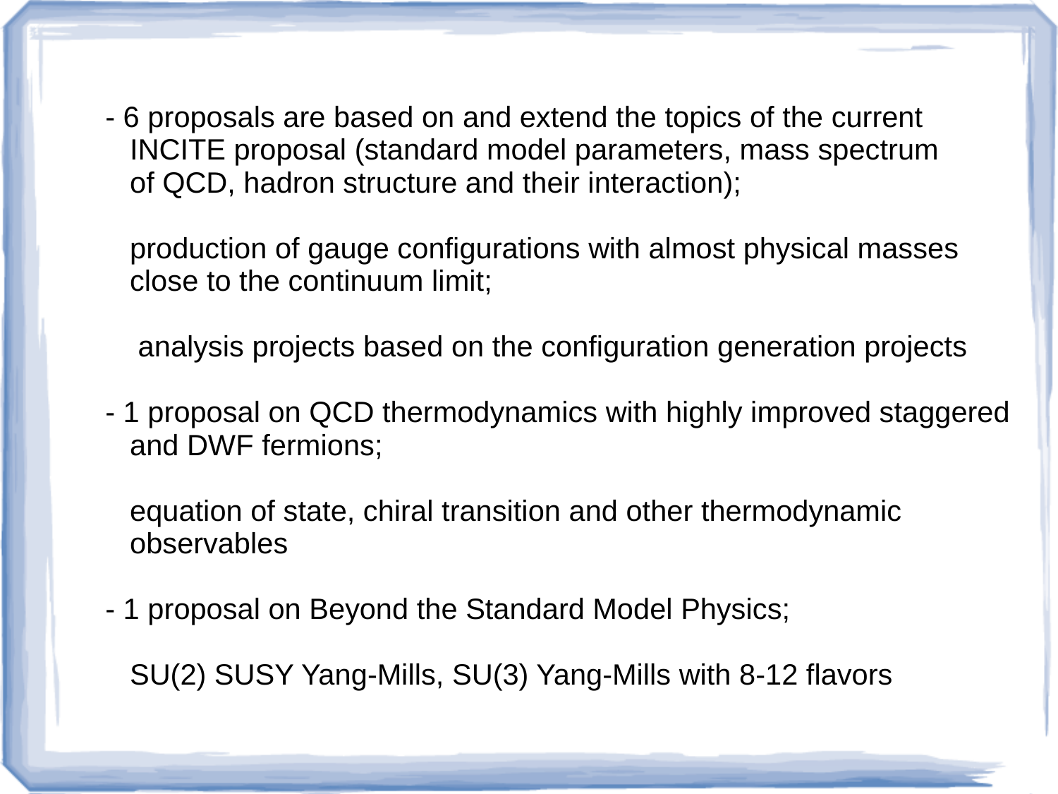- 6 proposals are based on and extend the topics of the current INCITE proposal (standard model parameters, mass spectrum of QCD, hadron structure and their interaction);

  production of gauge configurations with almost physical masses close to the continuum limit;

  analysis projects based on the configuration generation projects

- 1 proposal on QCD thermodynamics with highly improved staggered and DWF fermions;

  equation of state, chiral transition and other thermodynamic observables

- 1 proposal on Beyond the Standard Model Physics;

  SU(2) SUSY Yang-Mills, SU(3) Yang-Mills with 8-12 flavors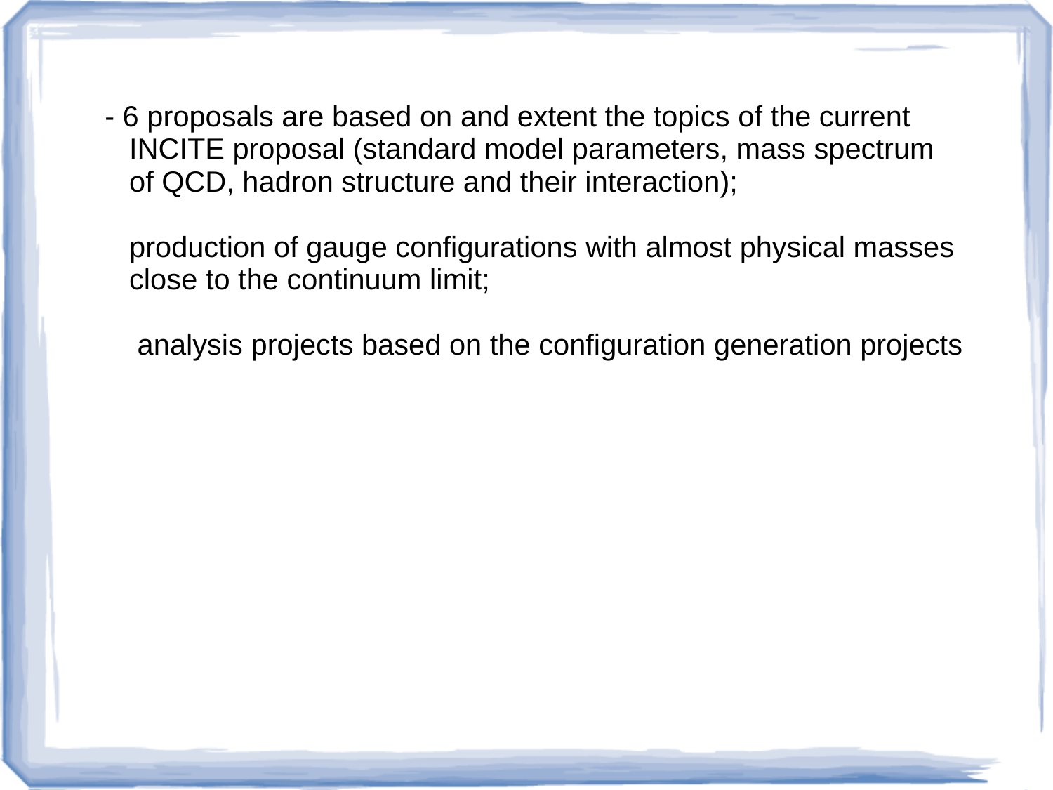- 6 proposals are based on and extent the topics of the current INCITE proposal (standard model parameters, mass spectrum of QCD, hadron structure and their interaction);

  production of gauge configurations with almost physical masses close to the continuum limit;

  analysis projects based on the configuration generation projects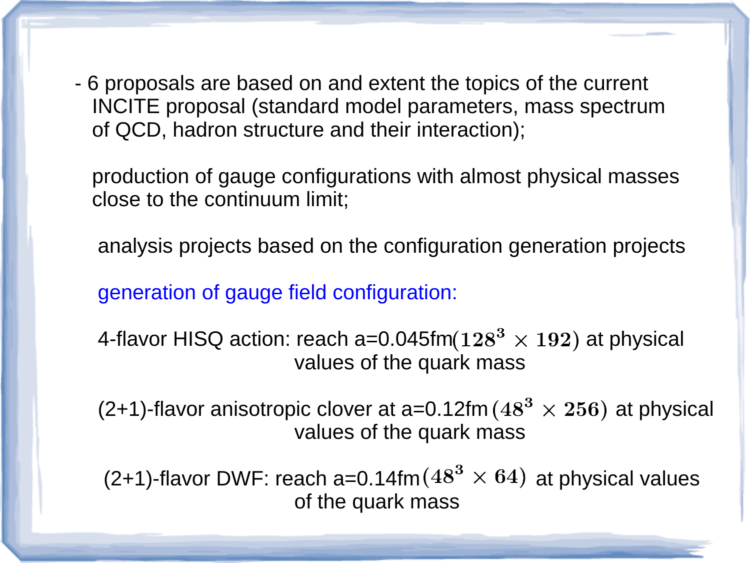- 6 proposals are based on and extent the topics of the current INCITE proposal (standard model parameters, mass spectrum of QCD, hadron structure and their interaction);

  production of gauge configurations with almost physical masses close to the continuum limit;

  analysis projects based on the configuration generation projects

  generation of gauge field configuration:

  4-flavor HISQ action: reach a=0.045fm$(\mathbf{128^3 \times 192})$ at physical values of the quark mass

  (2+1)-flavor anisotropic clover at a=0.12fm $(\mathbf{48^3 \times 256})$ at physical values of the quark mass

  (2+1)-flavor DWF: reach a=0.14fm $(\mathbf{48^3 \times 64})$ at physical values of the quark mass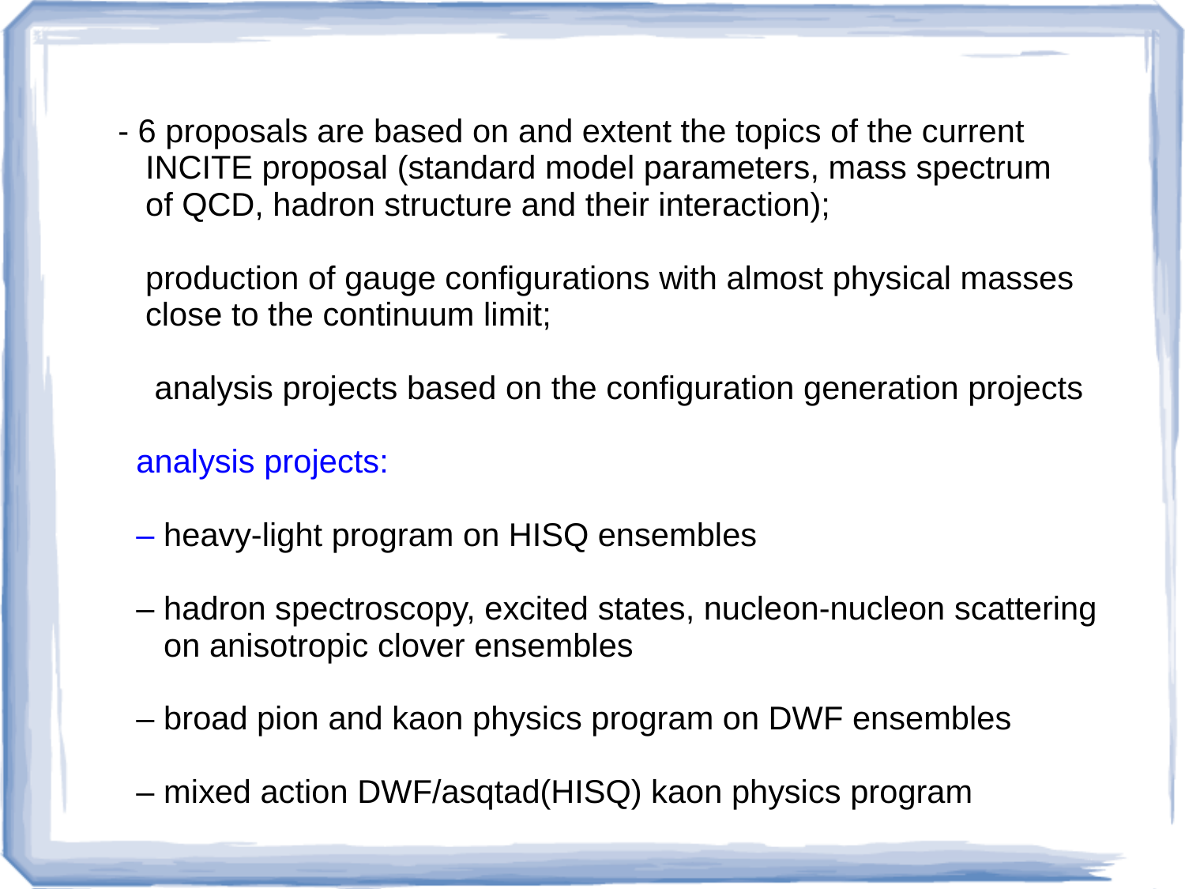- 6 proposals are based on and extent the topics of the current INCITE proposal (standard model parameters, mass spectrum of QCD, hadron structure and their interaction);

  production of gauge configurations with almost physical masses close to the continuum limit;

  analysis projects based on the configuration generation projects

analysis projects:

– heavy-light program on HISQ ensembles

– hadron spectroscopy, excited states, nucleon-nucleon scattering on anisotropic clover ensembles

– broad pion and kaon physics program on DWF ensembles

– mixed action DWF/asqtad(HISQ) kaon physics program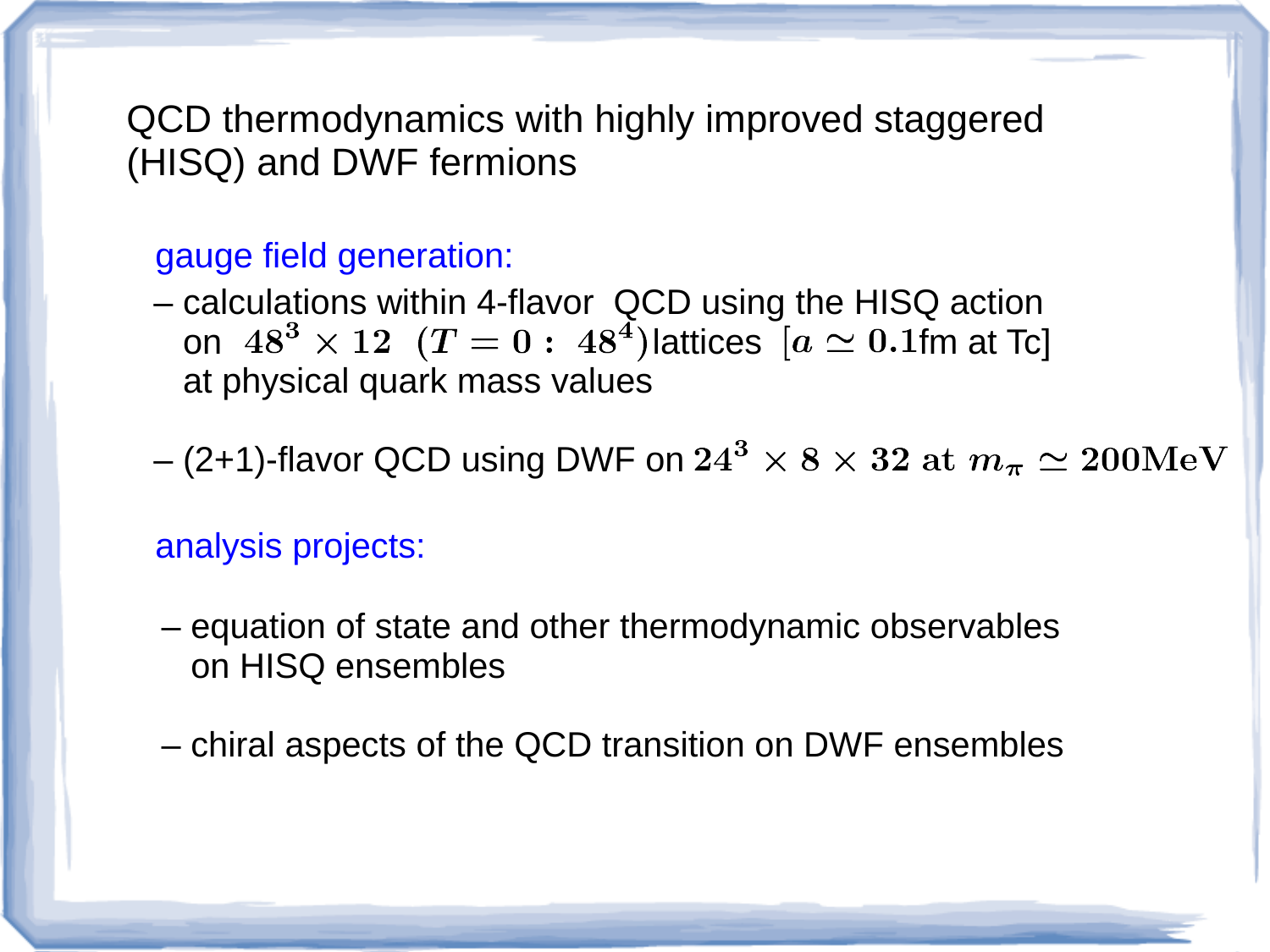# QCD thermodynamics with highly improved staggered (HISQ) and DWF fermions

**gauge field generation:**

– calculations within 4-flavor QCD using the HISQ action on $48^3 \times 12 \;\; (T=0: \;\; 48^4)$ lattices $[a \simeq 0.1$fm at Tc] at physical quark mass values

– (2+1)-flavor QCD using DWF on $24^3 \times 8 \times 32$ at $m_\pi \simeq 200\text{MeV}$

**analysis projects:**

– equation of state and other thermodynamic observables on HISQ ensembles

– chiral aspects of the QCD transition on DWF ensembles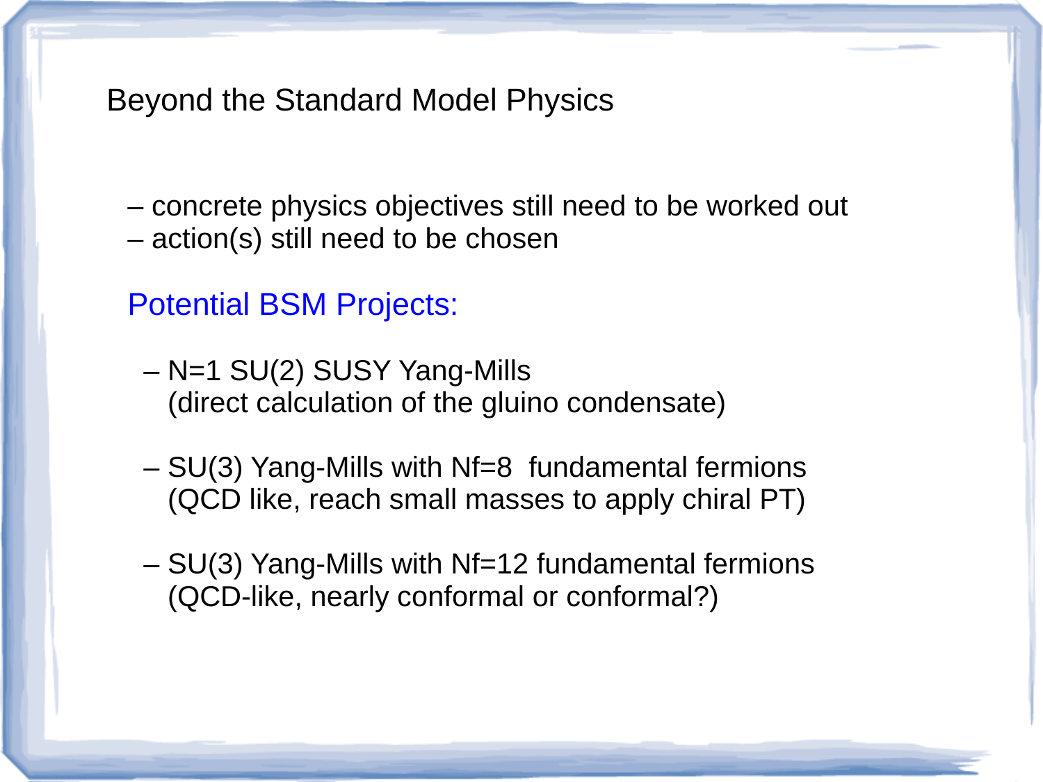# Beyond the Standard Model Physics

– concrete physics objectives still need to be worked out
– action(s) still need to be chosen

## Potential BSM Projects:

– N=1 SU(2) SUSY Yang-Mills
  (direct calculation of the gluino condensate)

– SU(3) Yang-Mills with Nf=8 fundamental fermions
  (QCD like, reach small masses to apply chiral PT)

– SU(3) Yang-Mills with Nf=12 fundamental fermions
  (QCD-like, nearly conformal or conformal?)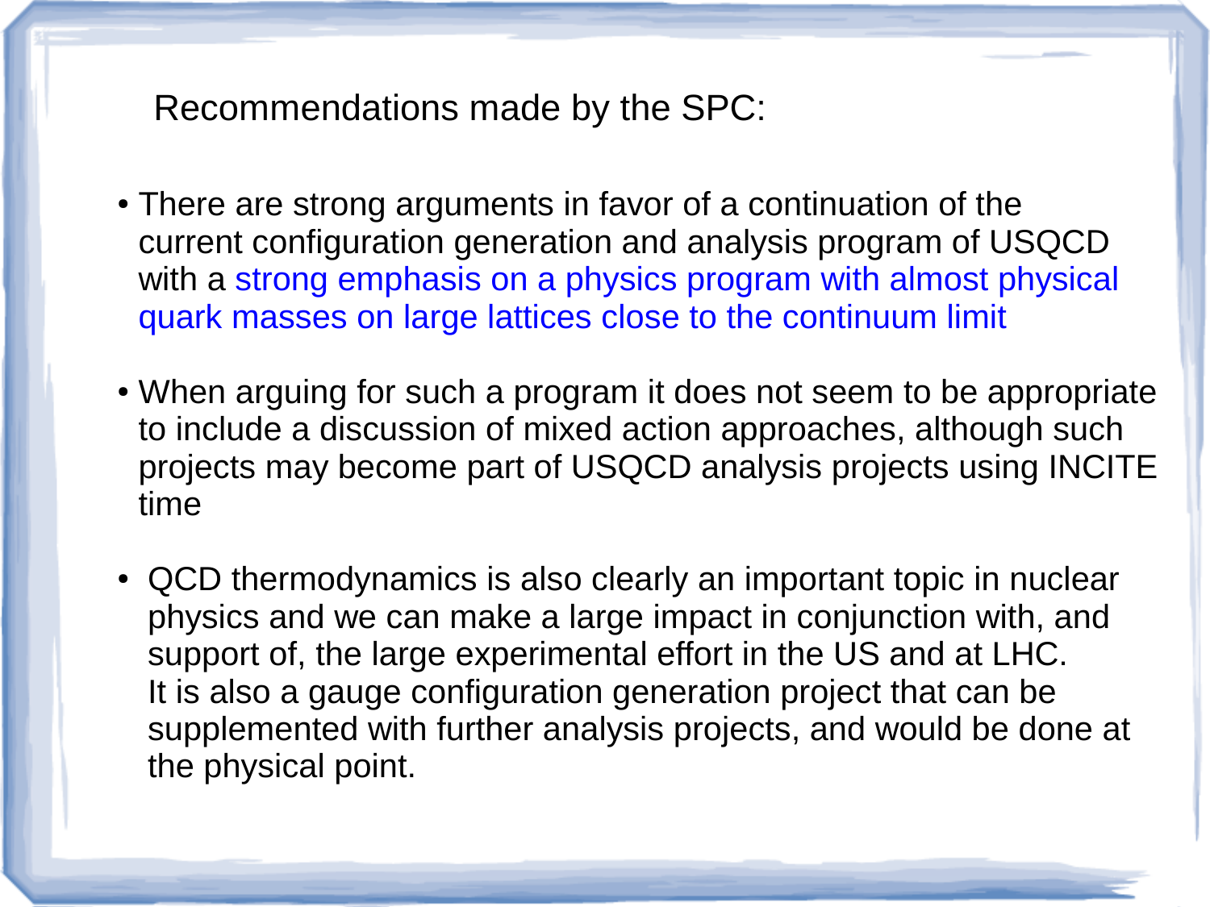## Recommendations made by the SPC:

- There are strong arguments in favor of a continuation of the current configuration generation and analysis program of USQCD with a strong emphasis on a physics program with almost physical quark masses on large lattices close to the continuum limit

- When arguing for such a program it does not seem to be appropriate to include a discussion of mixed action approaches, although such projects may become part of USQCD analysis projects using INCITE time

- QCD thermodynamics is also clearly an important topic in nuclear physics and we can make a large impact in conjunction with, and support of, the large experimental effort in the US and at LHC. It is also a gauge configuration generation project that can be supplemented with further analysis projects, and would be done at the physical point.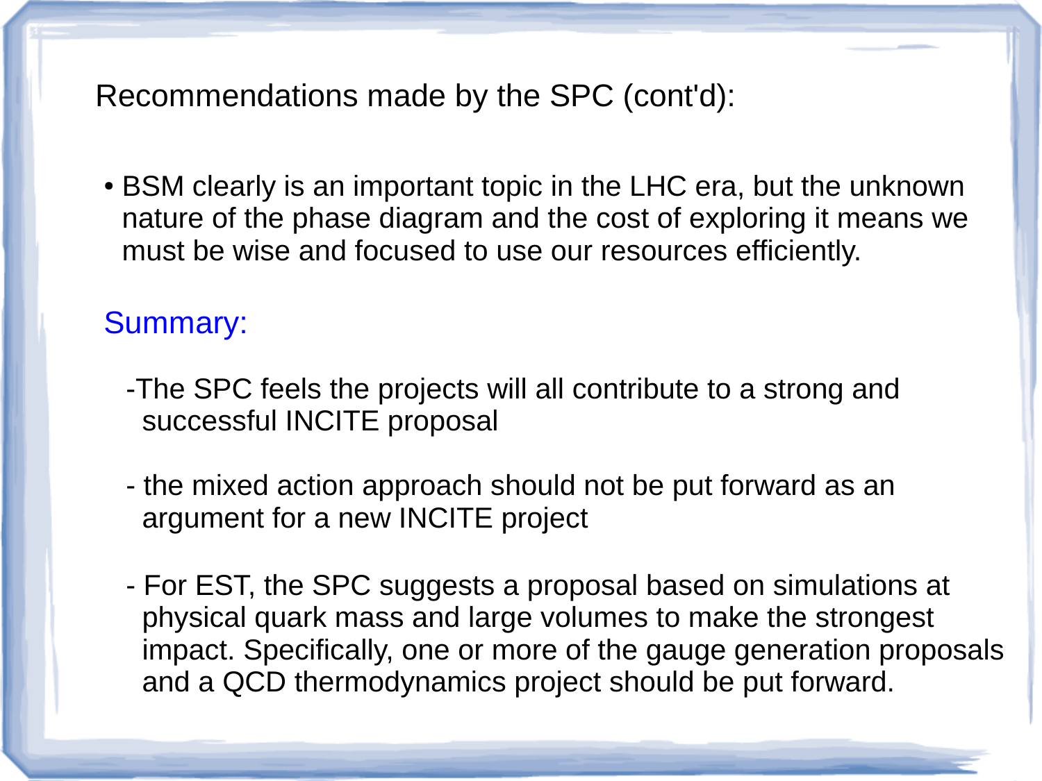## Recommendations made by the SPC (cont'd):

- BSM clearly is an important topic in the LHC era, but the unknown nature of the phase diagram and the cost of exploring it means we must be wise and focused to use our resources efficiently.

### Summary:

- The SPC feels the projects will all contribute to a strong and successful INCITE proposal

- the mixed action approach should not be put forward as an argument for a new INCITE project

- For EST, the SPC suggests a proposal based on simulations at physical quark mass and large volumes to make the strongest impact. Specifically, one or more of the gauge generation proposals and a QCD thermodynamics project should be put forward.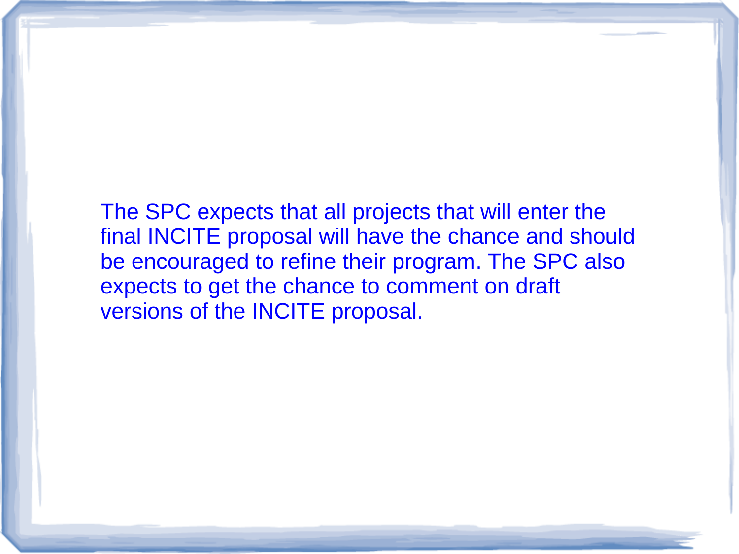The SPC expects that all projects that will enter the final INCITE proposal will have the chance and should be encouraged to refine their program. The SPC also expects to get the chance to comment on draft versions of the INCITE proposal.